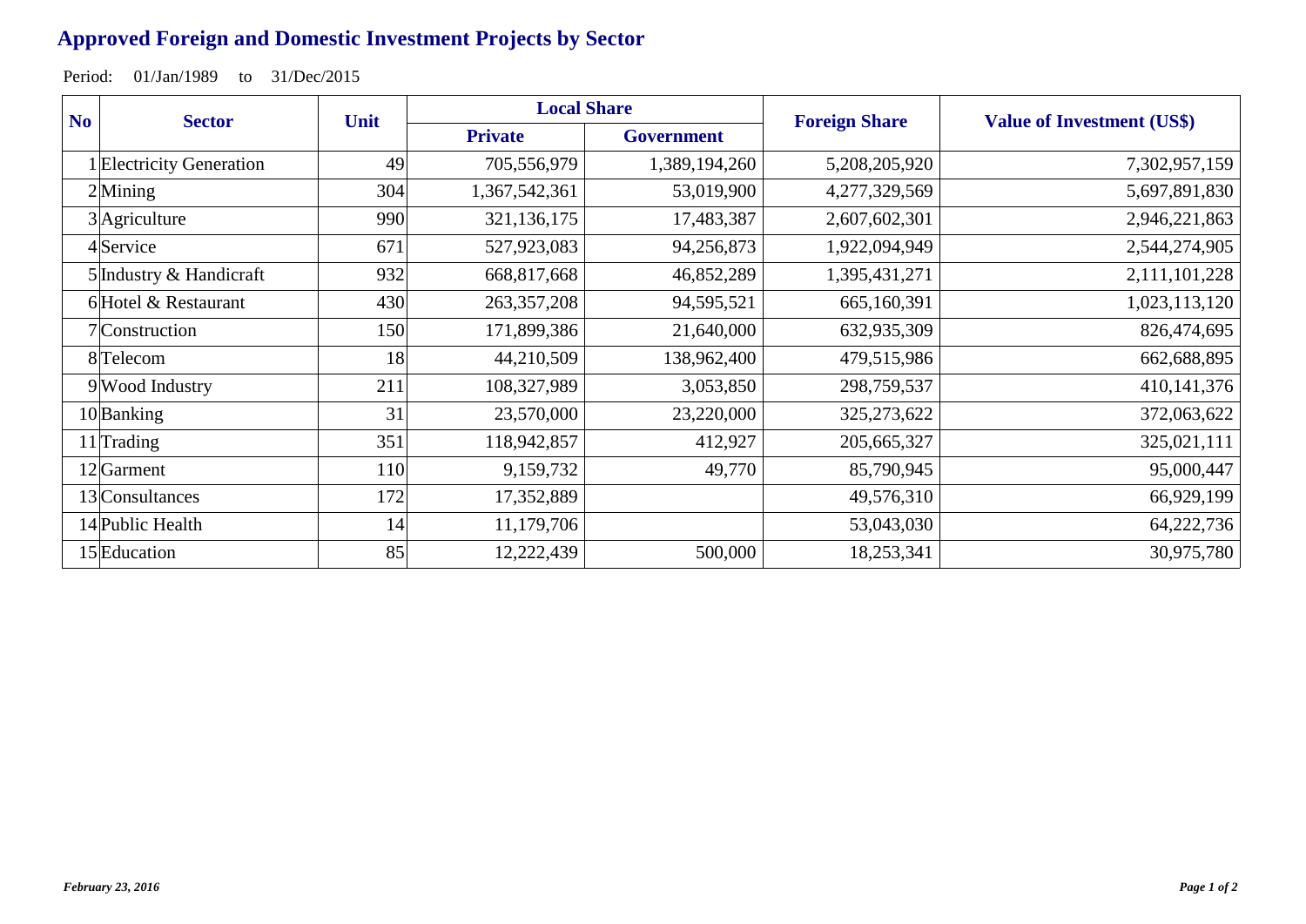# Approved Foreign and Domestic Investment Projects by Sector

Period: 01/Jan/1989 to 31/Dec/2015

| No | Sector | Unit | Local Share | | Foreign Share | Value of Investment (US$) |
|---|---|---|---|---|---|---|
| | | | Private | Government | | |
| 1 | Electricity Generation | 49 | 705,556,979 | 1,389,194,260 | 5,208,205,920 | 7,302,957,159 |
| 2 | Mining | 304 | 1,367,542,361 | 53,019,900 | 4,277,329,569 | 5,697,891,830 |
| 3 | Agriculture | 990 | 321,136,175 | 17,483,387 | 2,607,602,301 | 2,946,221,863 |
| 4 | Service | 671 | 527,923,083 | 94,256,873 | 1,922,094,949 | 2,544,274,905 |
| 5 | Industry & Handicraft | 932 | 668,817,668 | 46,852,289 | 1,395,431,271 | 2,111,101,228 |
| 6 | Hotel & Restaurant | 430 | 263,357,208 | 94,595,521 | 665,160,391 | 1,023,113,120 |
| 7 | Construction | 150 | 171,899,386 | 21,640,000 | 632,935,309 | 826,474,695 |
| 8 | Telecom | 18 | 44,210,509 | 138,962,400 | 479,515,986 | 662,688,895 |
| 9 | Wood Industry | 211 | 108,327,989 | 3,053,850 | 298,759,537 | 410,141,376 |
| 10 | Banking | 31 | 23,570,000 | 23,220,000 | 325,273,622 | 372,063,622 |
| 11 | Trading | 351 | 118,942,857 | 412,927 | 205,665,327 | 325,021,111 |
| 12 | Garment | 110 | 9,159,732 | 49,770 | 85,790,945 | 95,000,447 |
| 13 | Consultances | 172 | 17,352,889 | | 49,576,310 | 66,929,199 |
| 14 | Public Health | 14 | 11,179,706 | | 53,043,030 | 64,222,736 |
| 15 | Education | 85 | 12,222,439 | 500,000 | 18,253,341 | 30,975,780 |

*February 23, 2016*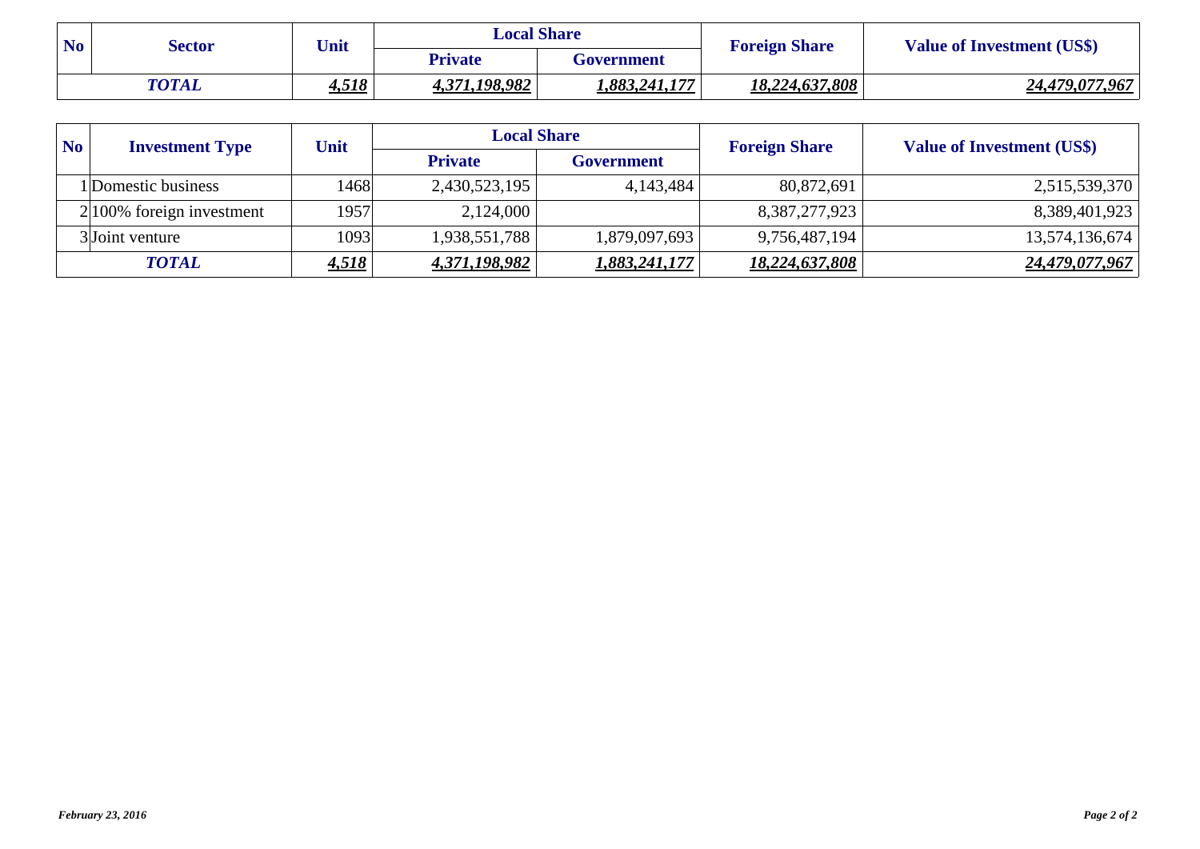| No | Sector | Unit | Local Share | | Foreign Share | Value of Investment (US$) |
|---|---|---|---|---|---|---|
| | | | Private | Government | | |
| ***TOTAL*** | | ***4,518*** | ***4,371,198,982*** | ***1,883,241,177*** | ***18,224,637,808*** | ***24,479,077,967*** |

| No | Investment Type | Unit | Local Share | | Foreign Share | Value of Investment (US$) |
|---|---|---|---|---|---|---|
| | | | Private | Government | | |
| 1 | Domestic business | 1468 | 2,430,523,195 | 4,143,484 | 80,872,691 | 2,515,539,370 |
| 2 | 100% foreign investment | 1957 | 2,124,000 | | 8,387,277,923 | 8,389,401,923 |
| 3 | Joint venture | 1093 | 1,938,551,788 | 1,879,097,693 | 9,756,487,194 | 13,574,136,674 |
| ***TOTAL*** | | ***4,518*** | ***4,371,198,982*** | ***1,883,241,177*** | ***18,224,637,808*** | ***24,479,077,967*** |

*February 23, 2016*